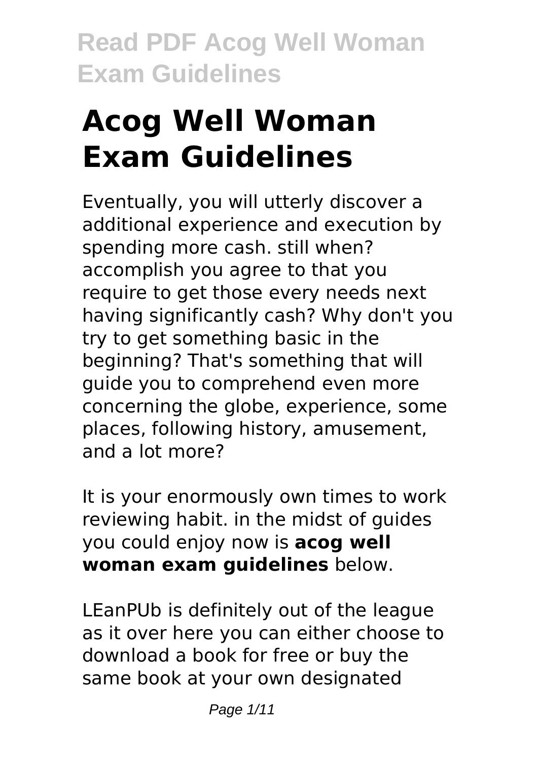# Acog Well Woman Exam Guidelines

Eventually, you will utterly discover a additional experience and execution by spending more cash. still when? accomplish you agree to that you require to get those every needs next having significantly cash? Why don't you try to get something basic in the beginning? That's something that will guide you to comprehend even more concerning the globe, experience, some places, following history, amusement, and a lot more?

It is your enormously own times to work reviewing habit. in the midst of guides you could enjoy now is **acog well woman exam guidelines** below.

LEanPUb is definitely out of the league as it over here you can either choose to download a book for free or buy the same book at your own designated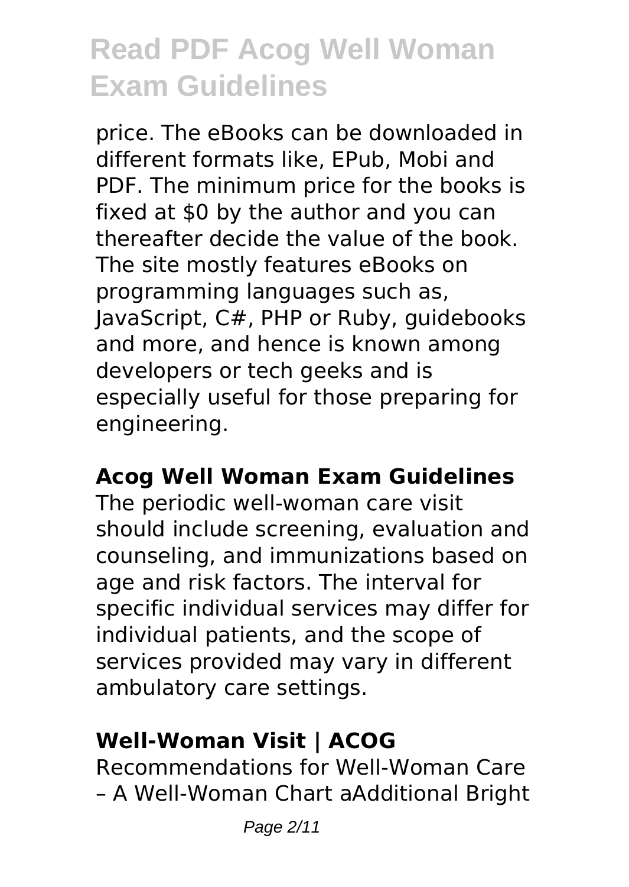price. The eBooks can be downloaded in different formats like, EPub, Mobi and PDF. The minimum price for the books is fixed at $0 by the author and you can thereafter decide the value of the book. The site mostly features eBooks on programming languages such as, JavaScript, C#, PHP or Ruby, guidebooks and more, and hence is known among developers or tech geeks and is especially useful for those preparing for engineering.

## Acog Well Woman Exam Guidelines

The periodic well-woman care visit should include screening, evaluation and counseling, and immunizations based on age and risk factors. The interval for specific individual services may differ for individual patients, and the scope of services provided may vary in different ambulatory care settings.

## Well-Woman Visit | ACOG

Recommendations for Well-Woman Care – A Well-Woman Chart aAdditional Bright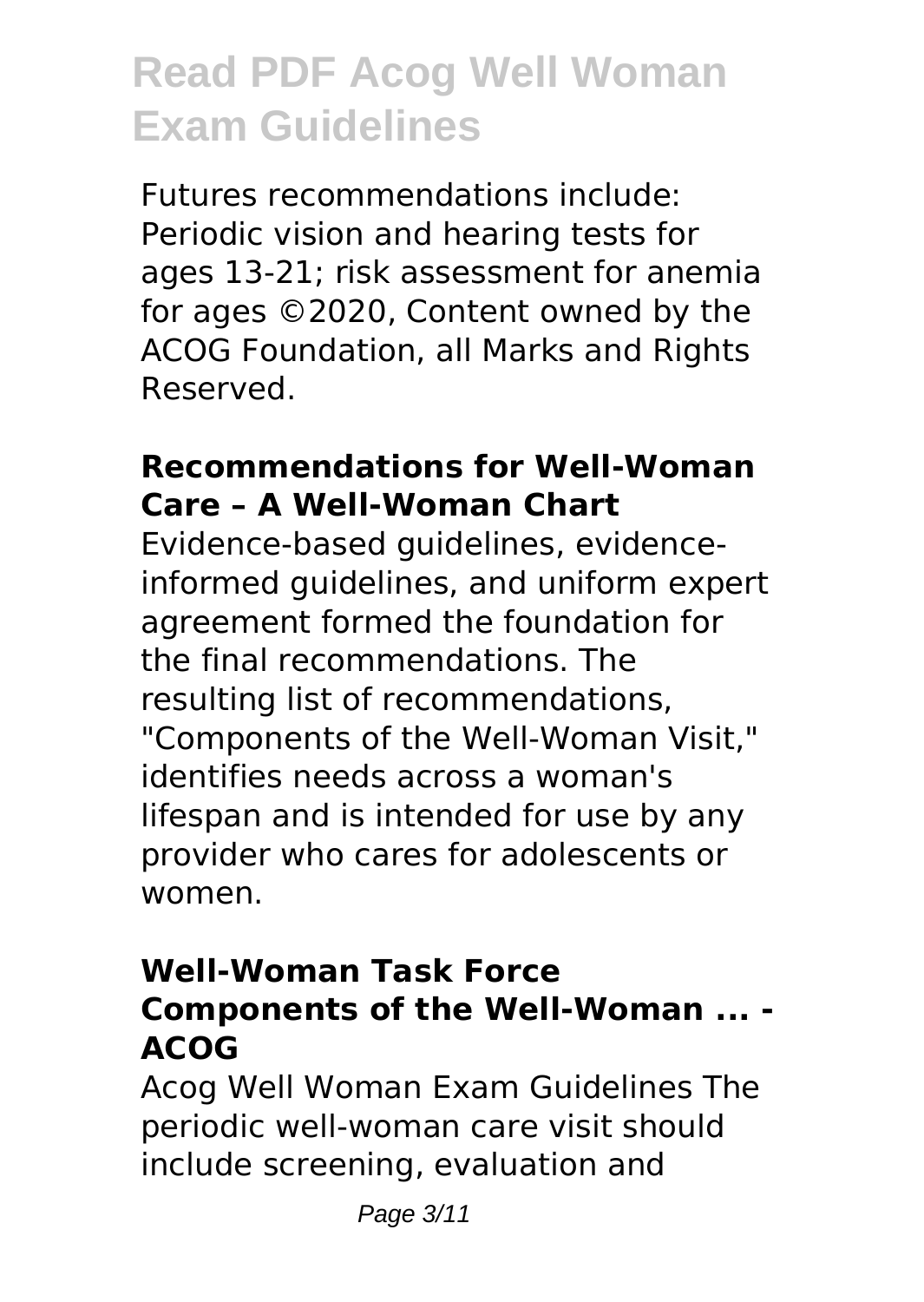Futures recommendations include: Periodic vision and hearing tests for ages 13-21; risk assessment for anemia for ages ©2020, Content owned by the ACOG Foundation, all Marks and Rights Reserved.

### Recommendations for Well-Woman Care – A Well-Woman Chart

Evidence-based guidelines, evidence-informed guidelines, and uniform expert agreement formed the foundation for the final recommendations. The resulting list of recommendations, "Components of the Well-Woman Visit," identifies needs across a woman's lifespan and is intended for use by any provider who cares for adolescents or women.

### Well-Woman Task Force Components of the Well-Woman ... - ACOG

Acog Well Woman Exam Guidelines The periodic well-woman care visit should include screening, evaluation and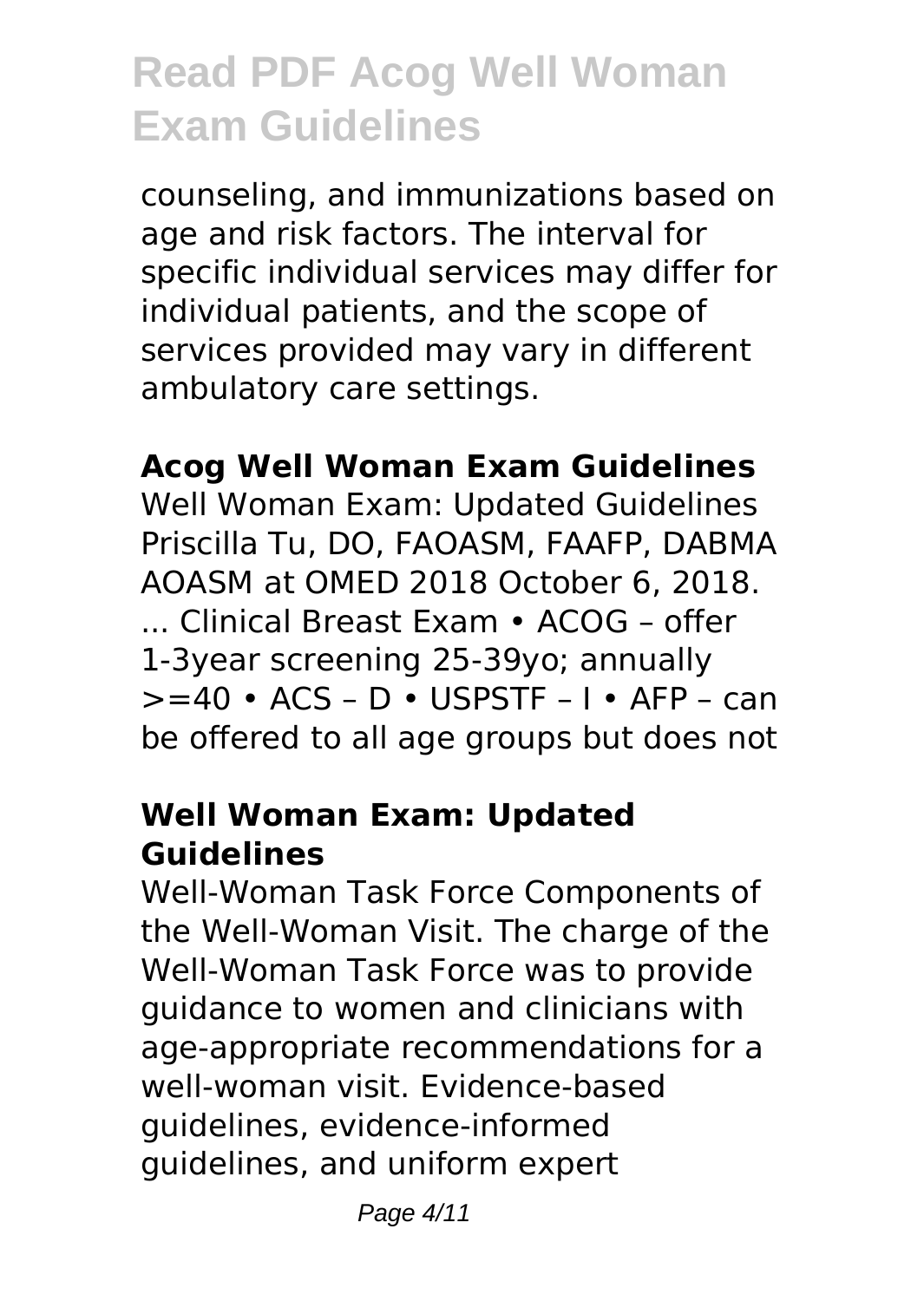counseling, and immunizations based on age and risk factors. The interval for specific individual services may differ for individual patients, and the scope of services provided may vary in different ambulatory care settings.

### Acog Well Woman Exam Guidelines

Well Woman Exam: Updated Guidelines Priscilla Tu, DO, FAOASM, FAAFP, DABMA AOASM at OMED 2018 October 6, 2018. ... Clinical Breast Exam • ACOG – offer 1-3year screening 25-39yo; annually >=40 • ACS – D • USPSTF – I • AFP – can be offered to all age groups but does not

### Well Woman Exam: Updated Guidelines

Well-Woman Task Force Components of the Well-Woman Visit. The charge of the Well-Woman Task Force was to provide guidance to women and clinicians with age-appropriate recommendations for a well-woman visit. Evidence-based guidelines, evidence-informed guidelines, and uniform expert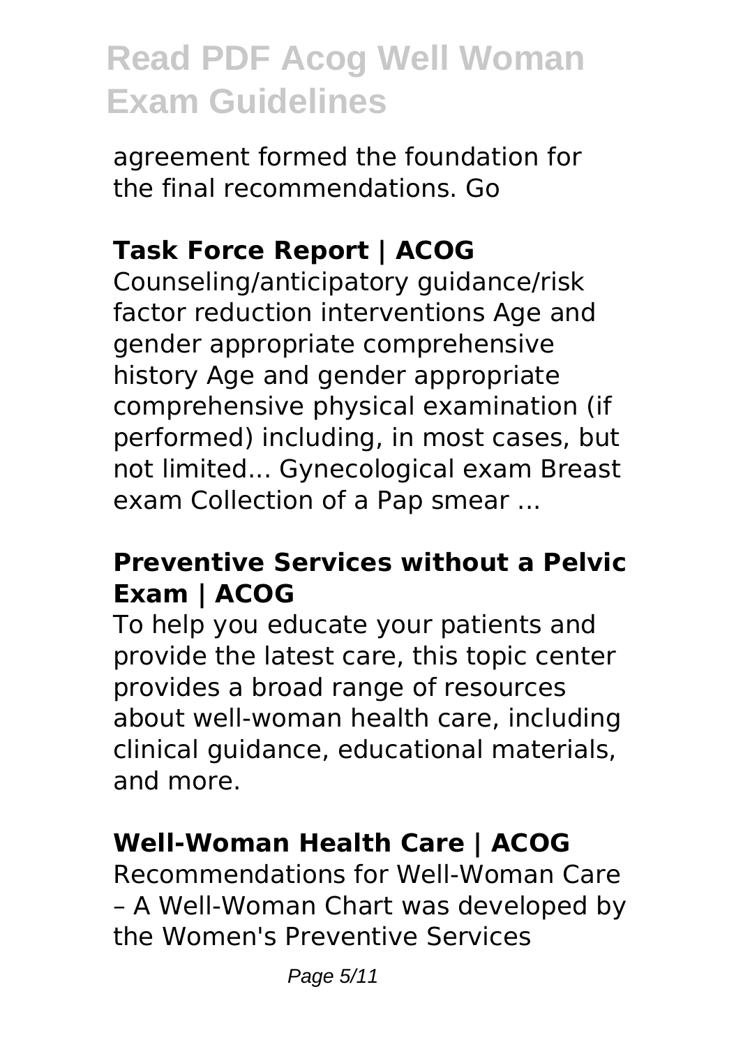agreement formed the foundation for the final recommendations. Go

### Task Force Report | ACOG

Counseling/anticipatory guidance/risk factor reduction interventions Age and gender appropriate comprehensive history Age and gender appropriate comprehensive physical examination (if performed) including, in most cases, but not limited... Gynecological exam Breast exam Collection of a Pap smear ...

### Preventive Services without a Pelvic Exam | ACOG

To help you educate your patients and provide the latest care, this topic center provides a broad range of resources about well-woman health care, including clinical guidance, educational materials, and more.

### Well-Woman Health Care | ACOG

Recommendations for Well-Woman Care – A Well-Woman Chart was developed by the Women's Preventive Services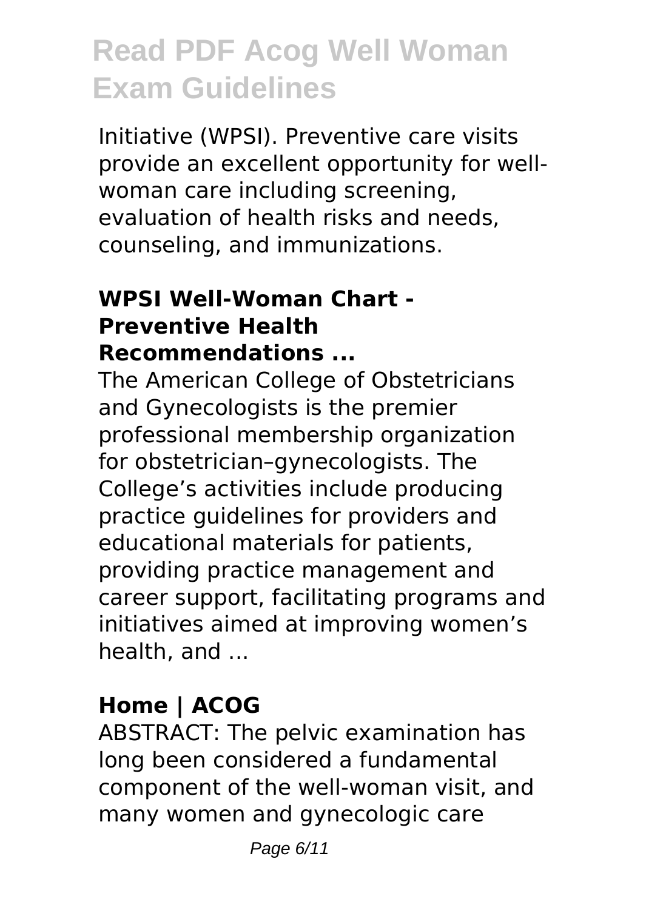Initiative (WPSI). Preventive care visits provide an excellent opportunity for well-woman care including screening, evaluation of health risks and needs, counseling, and immunizations.

### WPSI Well-Woman Chart - Preventive Health Recommendations ...

The American College of Obstetricians and Gynecologists is the premier professional membership organization for obstetrician–gynecologists. The College's activities include producing practice guidelines for providers and educational materials for patients, providing practice management and career support, facilitating programs and initiatives aimed at improving women's health, and ...

### Home | ACOG

ABSTRACT: The pelvic examination has long been considered a fundamental component of the well-woman visit, and many women and gynecologic care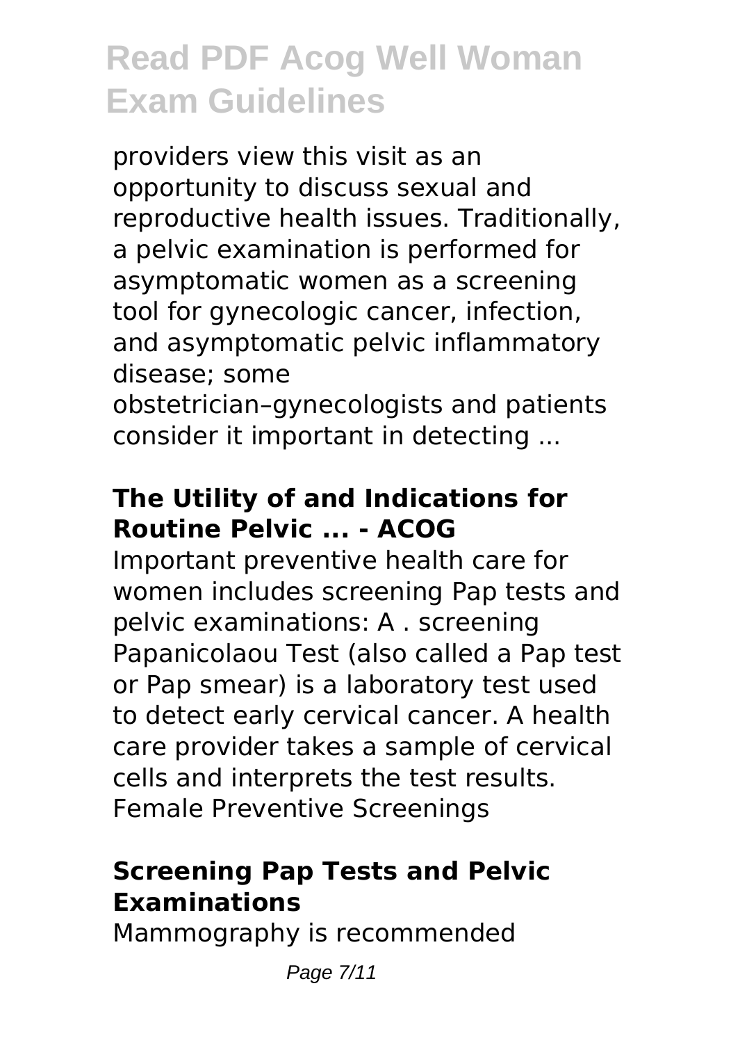providers view this visit as an opportunity to discuss sexual and reproductive health issues. Traditionally, a pelvic examination is performed for asymptomatic women as a screening tool for gynecologic cancer, infection, and asymptomatic pelvic inflammatory disease; some obstetrician–gynecologists and patients consider it important in detecting ...

### The Utility of and Indications for Routine Pelvic ... - ACOG

Important preventive health care for women includes screening Pap tests and pelvic examinations: A . screening Papanicolaou Test (also called a Pap test or Pap smear) is a laboratory test used to detect early cervical cancer. A health care provider takes a sample of cervical cells and interprets the test results. Female Preventive Screenings

### Screening Pap Tests and Pelvic Examinations

Mammography is recommended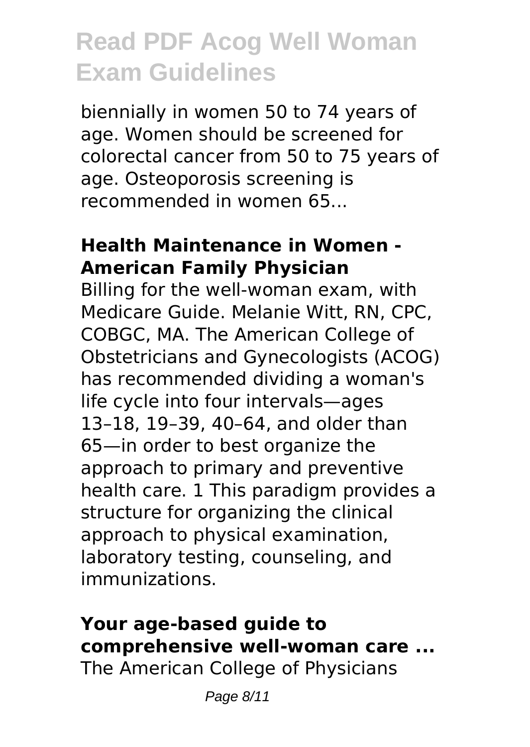biennially in women 50 to 74 years of age. Women should be screened for colorectal cancer from 50 to 75 years of age. Osteoporosis screening is recommended in women 65...

### Health Maintenance in Women - American Family Physician

Billing for the well-woman exam, with Medicare Guide. Melanie Witt, RN, CPC, COBGC, MA. The American College of Obstetricians and Gynecologists (ACOG) has recommended dividing a woman's life cycle into four intervals—ages 13–18, 19–39, 40–64, and older than 65—in order to best organize the approach to primary and preventive health care. 1 This paradigm provides a structure for organizing the clinical approach to physical examination, laboratory testing, counseling, and immunizations.

### Your age-based guide to comprehensive well-woman care ...

The American College of Physicians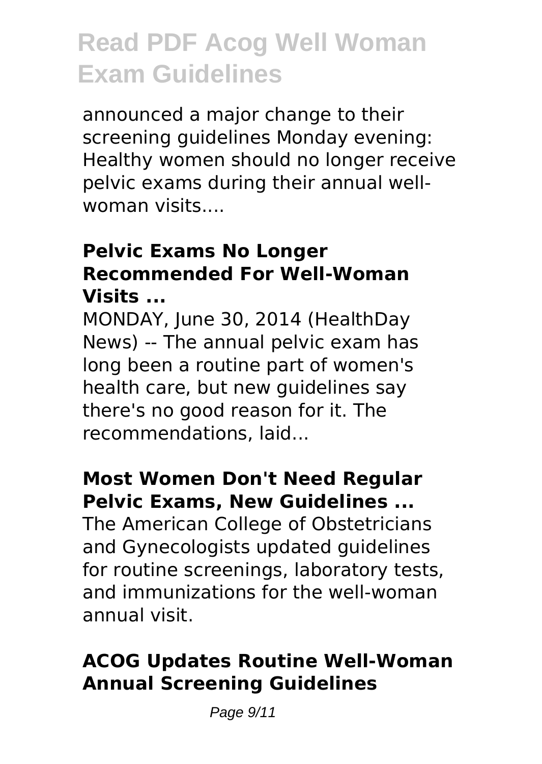announced a major change to their screening guidelines Monday evening: Healthy women should no longer receive pelvic exams during their annual well-woman visits....

### Pelvic Exams No Longer Recommended For Well-Woman Visits ...

MONDAY, June 30, 2014 (HealthDay News) -- The annual pelvic exam has long been a routine part of women's health care, but new guidelines say there's no good reason for it. The recommendations, laid...

### Most Women Don't Need Regular Pelvic Exams, New Guidelines ...

The American College of Obstetricians and Gynecologists updated guidelines for routine screenings, laboratory tests, and immunizations for the well-woman annual visit.

### ACOG Updates Routine Well-Woman Annual Screening Guidelines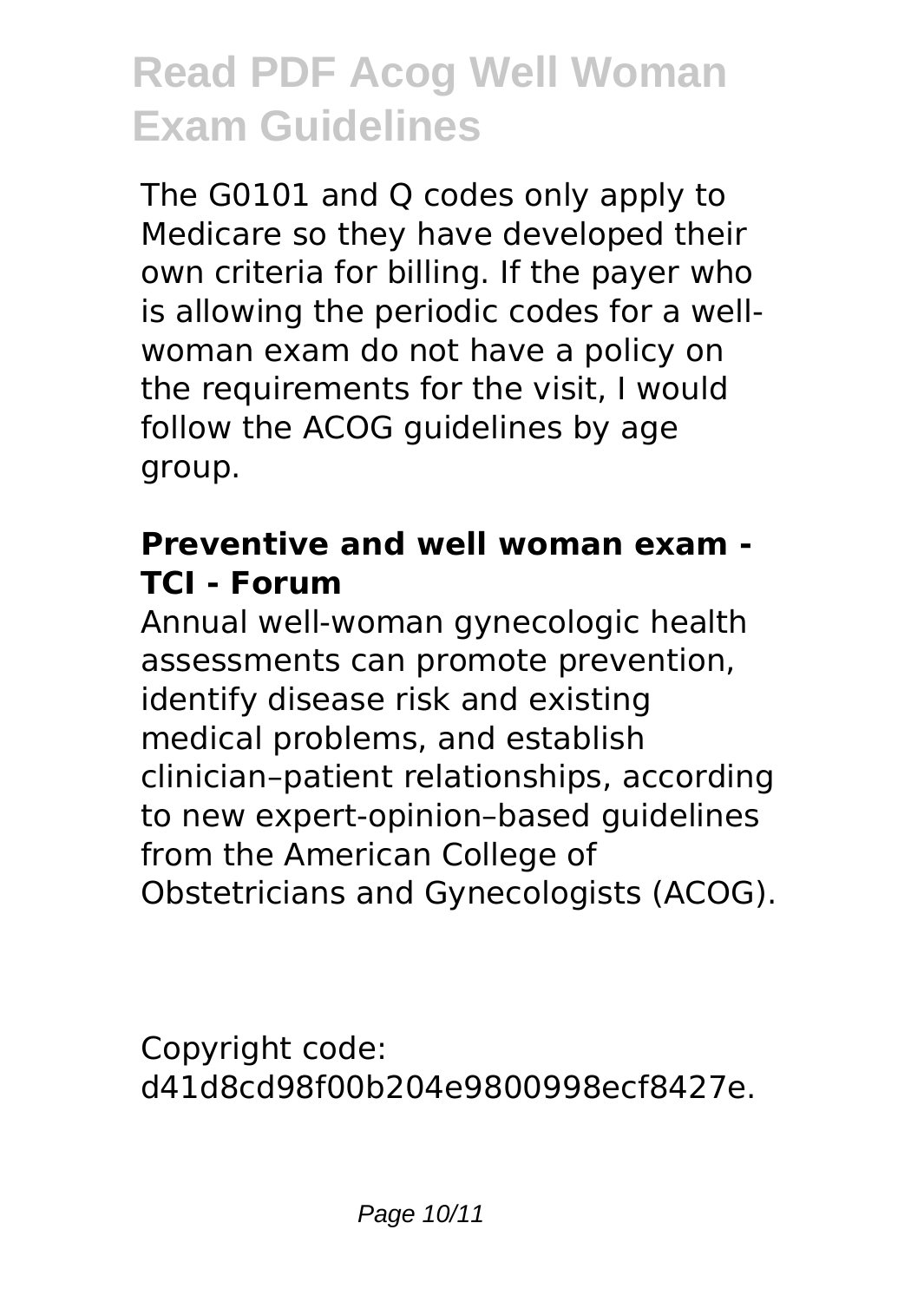The G0101 and Q codes only apply to Medicare so they have developed their own criteria for billing. If the payer who is allowing the periodic codes for a well-woman exam do not have a policy on the requirements for the visit, I would follow the ACOG guidelines by age group.

**Preventive and well woman exam - TCI - Forum**

Annual well-woman gynecologic health assessments can promote prevention, identify disease risk and existing medical problems, and establish clinician–patient relationships, according to new expert-opinion–based guidelines from the American College of Obstetricians and Gynecologists (ACOG).

Copyright code: d41d8cd98f00b204e9800998ecf8427e.